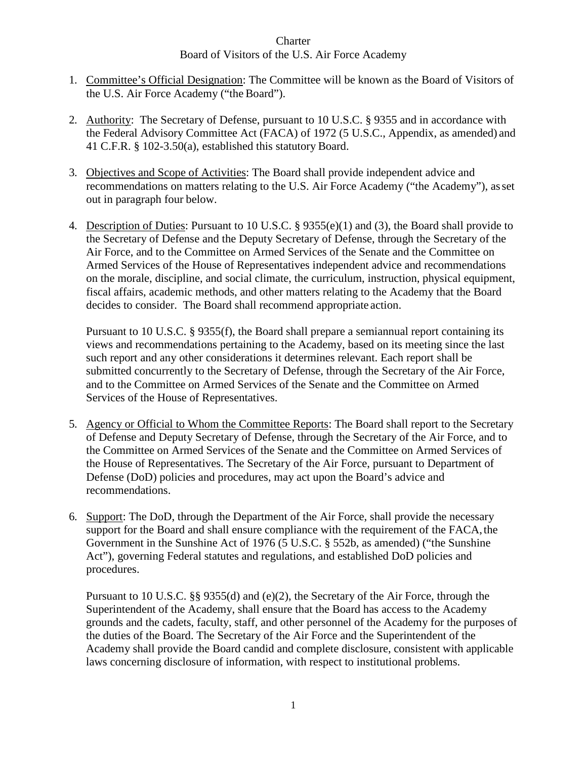# Charter
## Board of Visitors of the U.S. Air Force Academy

1. Committee's Official Designation: The Committee will be known as the Board of Visitors of the U.S. Air Force Academy ("the Board").

2. Authority: The Secretary of Defense, pursuant to 10 U.S.C. § 9355 and in accordance with the Federal Advisory Committee Act (FACA) of 1972 (5 U.S.C., Appendix, as amended) and 41 C.F.R. § 102-3.50(a), established this statutory Board.

3. Objectives and Scope of Activities: The Board shall provide independent advice and recommendations on matters relating to the U.S. Air Force Academy ("the Academy"), as set out in paragraph four below.

4. Description of Duties: Pursuant to 10 U.S.C. § 9355(e)(1) and (3), the Board shall provide to the Secretary of Defense and the Deputy Secretary of Defense, through the Secretary of the Air Force, and to the Committee on Armed Services of the Senate and the Committee on Armed Services of the House of Representatives independent advice and recommendations on the morale, discipline, and social climate, the curriculum, instruction, physical equipment, fiscal affairs, academic methods, and other matters relating to the Academy that the Board decides to consider. The Board shall recommend appropriate action.

   Pursuant to 10 U.S.C. § 9355(f), the Board shall prepare a semiannual report containing its views and recommendations pertaining to the Academy, based on its meeting since the last such report and any other considerations it determines relevant. Each report shall be submitted concurrently to the Secretary of Defense, through the Secretary of the Air Force, and to the Committee on Armed Services of the Senate and the Committee on Armed Services of the House of Representatives.

5. Agency or Official to Whom the Committee Reports: The Board shall report to the Secretary of Defense and Deputy Secretary of Defense, through the Secretary of the Air Force, and to the Committee on Armed Services of the Senate and the Committee on Armed Services of the House of Representatives. The Secretary of the Air Force, pursuant to Department of Defense (DoD) policies and procedures, may act upon the Board's advice and recommendations.

6. Support: The DoD, through the Department of the Air Force, shall provide the necessary support for the Board and shall ensure compliance with the requirement of the FACA, the Government in the Sunshine Act of 1976 (5 U.S.C. § 552b, as amended) ("the Sunshine Act"), governing Federal statutes and regulations, and established DoD policies and procedures.

   Pursuant to 10 U.S.C. §§ 9355(d) and (e)(2), the Secretary of the Air Force, through the Superintendent of the Academy, shall ensure that the Board has access to the Academy grounds and the cadets, faculty, staff, and other personnel of the Academy for the purposes of the duties of the Board. The Secretary of the Air Force and the Superintendent of the Academy shall provide the Board candid and complete disclosure, consistent with applicable laws concerning disclosure of information, with respect to institutional problems.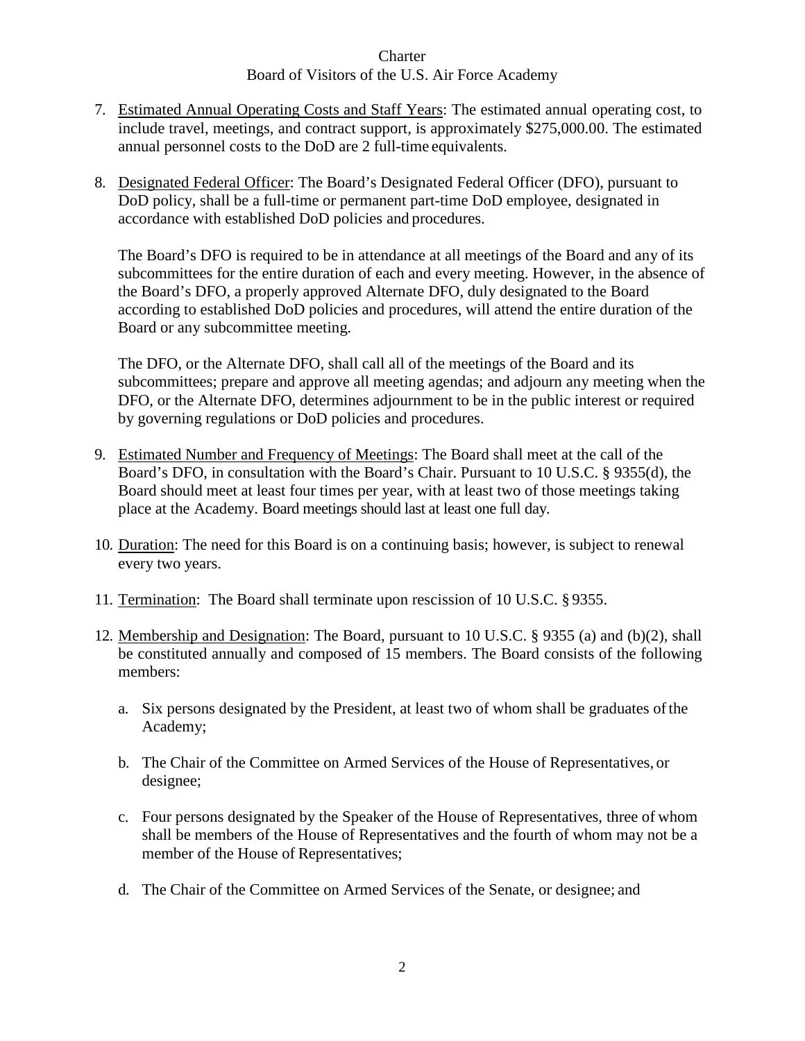7. Estimated Annual Operating Costs and Staff Years: The estimated annual operating cost, to include travel, meetings, and contract support, is approximately $275,000.00. The estimated annual personnel costs to the DoD are 2 full-time equivalents.

8. Designated Federal Officer: The Board's Designated Federal Officer (DFO), pursuant to DoD policy, shall be a full-time or permanent part-time DoD employee, designated in accordance with established DoD policies and procedures.

   The Board's DFO is required to be in attendance at all meetings of the Board and any of its subcommittees for the entire duration of each and every meeting. However, in the absence of the Board's DFO, a properly approved Alternate DFO, duly designated to the Board according to established DoD policies and procedures, will attend the entire duration of the Board or any subcommittee meeting.

   The DFO, or the Alternate DFO, shall call all of the meetings of the Board and its subcommittees; prepare and approve all meeting agendas; and adjourn any meeting when the DFO, or the Alternate DFO, determines adjournment to be in the public interest or required by governing regulations or DoD policies and procedures.

9. Estimated Number and Frequency of Meetings: The Board shall meet at the call of the Board's DFO, in consultation with the Board's Chair. Pursuant to 10 U.S.C. § 9355(d), the Board should meet at least four times per year, with at least two of those meetings taking place at the Academy. Board meetings should last at least one full day.

10. Duration: The need for this Board is on a continuing basis; however, is subject to renewal every two years.

11. Termination: The Board shall terminate upon rescission of 10 U.S.C. § 9355.

12. Membership and Designation: The Board, pursuant to 10 U.S.C. § 9355 (a) and (b)(2), shall be constituted annually and composed of 15 members. The Board consists of the following members:

    a. Six persons designated by the President, at least two of whom shall be graduates of the Academy;

    b. The Chair of the Committee on Armed Services of the House of Representatives, or designee;

    c. Four persons designated by the Speaker of the House of Representatives, three of whom shall be members of the House of Representatives and the fourth of whom may not be a member of the House of Representatives;

    d. The Chair of the Committee on Armed Services of the Senate, or designee; and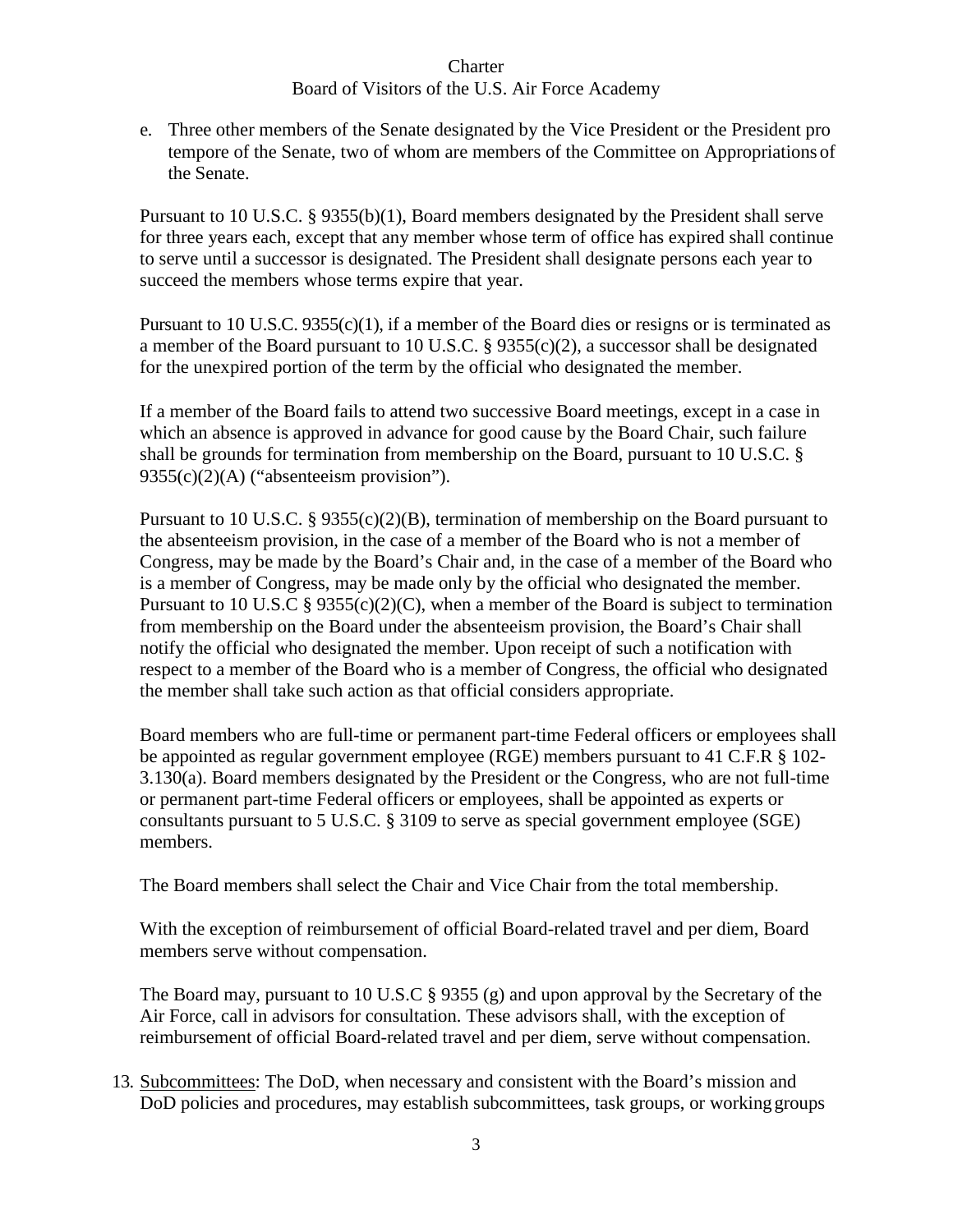e. Three other members of the Senate designated by the Vice President or the President pro tempore of the Senate, two of whom are members of the Committee on Appropriations of the Senate.

Pursuant to 10 U.S.C. § 9355(b)(1), Board members designated by the President shall serve for three years each, except that any member whose term of office has expired shall continue to serve until a successor is designated. The President shall designate persons each year to succeed the members whose terms expire that year.

Pursuant to 10 U.S.C. 9355(c)(1), if a member of the Board dies or resigns or is terminated as a member of the Board pursuant to 10 U.S.C. § 9355(c)(2), a successor shall be designated for the unexpired portion of the term by the official who designated the member.

If a member of the Board fails to attend two successive Board meetings, except in a case in which an absence is approved in advance for good cause by the Board Chair, such failure shall be grounds for termination from membership on the Board, pursuant to 10 U.S.C. § 9355(c)(2)(A) ("absenteeism provision").

Pursuant to 10 U.S.C. § 9355(c)(2)(B), termination of membership on the Board pursuant to the absenteeism provision, in the case of a member of the Board who is not a member of Congress, may be made by the Board's Chair and, in the case of a member of the Board who is a member of Congress, may be made only by the official who designated the member. Pursuant to 10 U.S.C § 9355(c)(2)(C), when a member of the Board is subject to termination from membership on the Board under the absenteeism provision, the Board's Chair shall notify the official who designated the member. Upon receipt of such a notification with respect to a member of the Board who is a member of Congress, the official who designated the member shall take such action as that official considers appropriate.

Board members who are full-time or permanent part-time Federal officers or employees shall be appointed as regular government employee (RGE) members pursuant to 41 C.F.R § 102-3.130(a). Board members designated by the President or the Congress, who are not full-time or permanent part-time Federal officers or employees, shall be appointed as experts or consultants pursuant to 5 U.S.C. § 3109 to serve as special government employee (SGE) members.

The Board members shall select the Chair and Vice Chair from the total membership.

With the exception of reimbursement of official Board-related travel and per diem, Board members serve without compensation.

The Board may, pursuant to 10 U.S.C § 9355 (g) and upon approval by the Secretary of the Air Force, call in advisors for consultation. These advisors shall, with the exception of reimbursement of official Board-related travel and per diem, serve without compensation.

13. <u>Subcommittees</u>: The DoD, when necessary and consistent with the Board's mission and DoD policies and procedures, may establish subcommittees, task groups, or working groups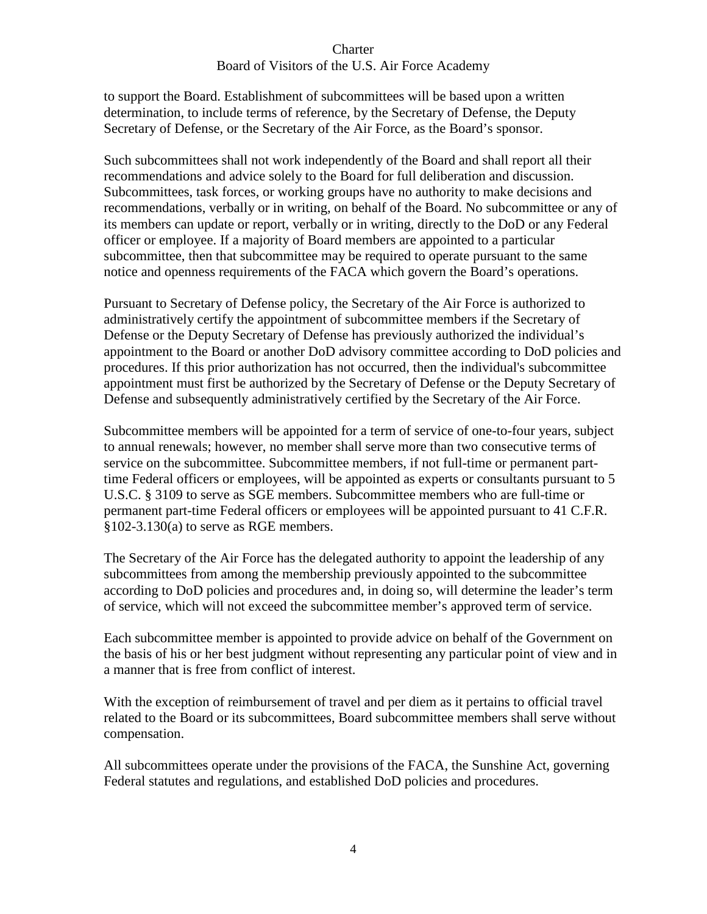to support the Board. Establishment of subcommittees will be based upon a written determination, to include terms of reference, by the Secretary of Defense, the Deputy Secretary of Defense, or the Secretary of the Air Force, as the Board's sponsor.

Such subcommittees shall not work independently of the Board and shall report all their recommendations and advice solely to the Board for full deliberation and discussion. Subcommittees, task forces, or working groups have no authority to make decisions and recommendations, verbally or in writing, on behalf of the Board. No subcommittee or any of its members can update or report, verbally or in writing, directly to the DoD or any Federal officer or employee. If a majority of Board members are appointed to a particular subcommittee, then that subcommittee may be required to operate pursuant to the same notice and openness requirements of the FACA which govern the Board's operations.

Pursuant to Secretary of Defense policy, the Secretary of the Air Force is authorized to administratively certify the appointment of subcommittee members if the Secretary of Defense or the Deputy Secretary of Defense has previously authorized the individual's appointment to the Board or another DoD advisory committee according to DoD policies and procedures. If this prior authorization has not occurred, then the individual's subcommittee appointment must first be authorized by the Secretary of Defense or the Deputy Secretary of Defense and subsequently administratively certified by the Secretary of the Air Force.

Subcommittee members will be appointed for a term of service of one-to-four years, subject to annual renewals; however, no member shall serve more than two consecutive terms of service on the subcommittee. Subcommittee members, if not full-time or permanent part-time Federal officers or employees, will be appointed as experts or consultants pursuant to 5 U.S.C. § 3109 to serve as SGE members. Subcommittee members who are full-time or permanent part-time Federal officers or employees will be appointed pursuant to 41 C.F.R. §102-3.130(a) to serve as RGE members.

The Secretary of the Air Force has the delegated authority to appoint the leadership of any subcommittees from among the membership previously appointed to the subcommittee according to DoD policies and procedures and, in doing so, will determine the leader's term of service, which will not exceed the subcommittee member's approved term of service.

Each subcommittee member is appointed to provide advice on behalf of the Government on the basis of his or her best judgment without representing any particular point of view and in a manner that is free from conflict of interest.

With the exception of reimbursement of travel and per diem as it pertains to official travel related to the Board or its subcommittees, Board subcommittee members shall serve without compensation.

All subcommittees operate under the provisions of the FACA, the Sunshine Act, governing Federal statutes and regulations, and established DoD policies and procedures.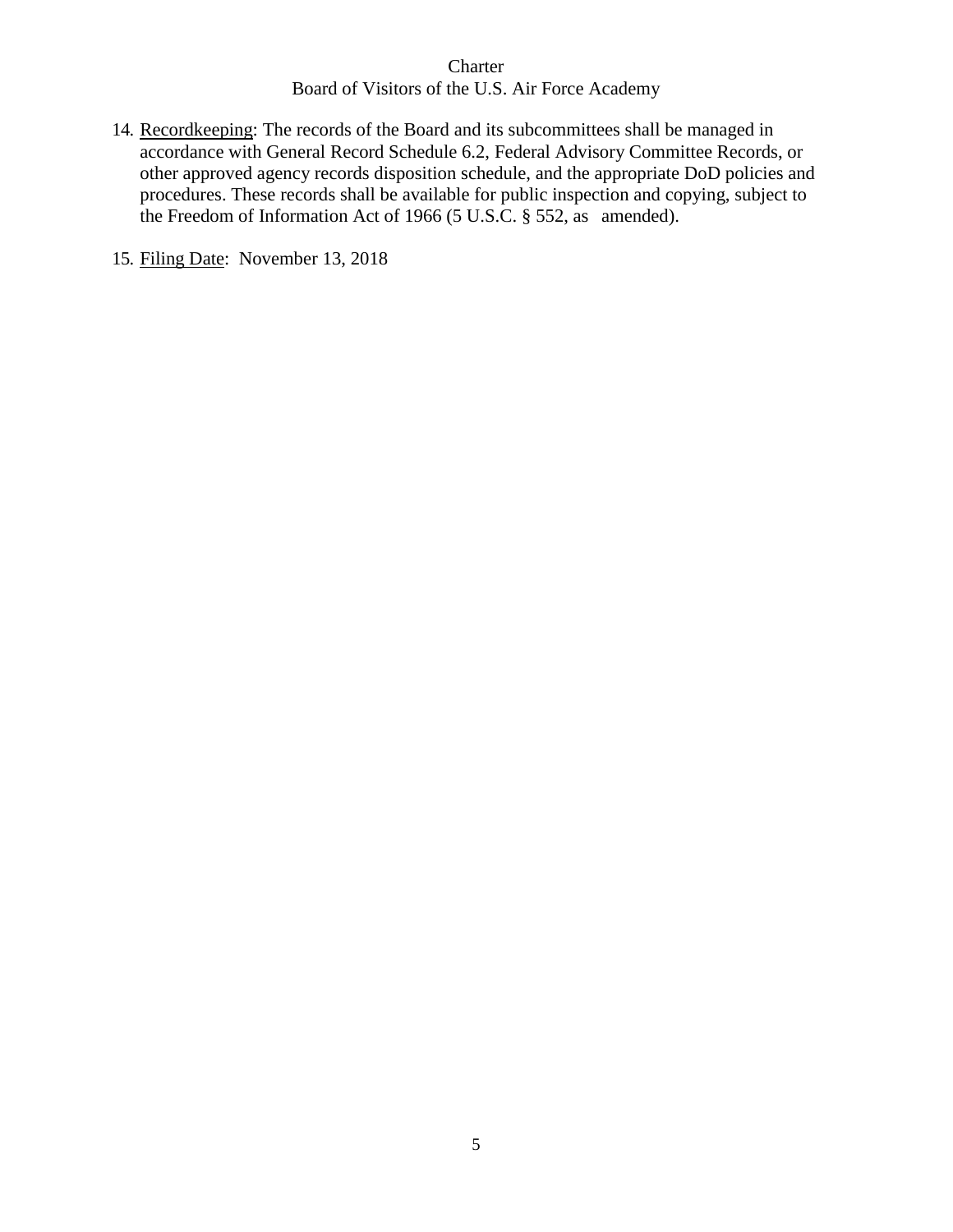14. Recordkeeping: The records of the Board and its subcommittees shall be managed in accordance with General Record Schedule 6.2, Federal Advisory Committee Records, or other approved agency records disposition schedule, and the appropriate DoD policies and procedures. These records shall be available for public inspection and copying, subject to the Freedom of Information Act of 1966 (5 U.S.C. § 552, as amended).

15. Filing Date: November 13, 2018